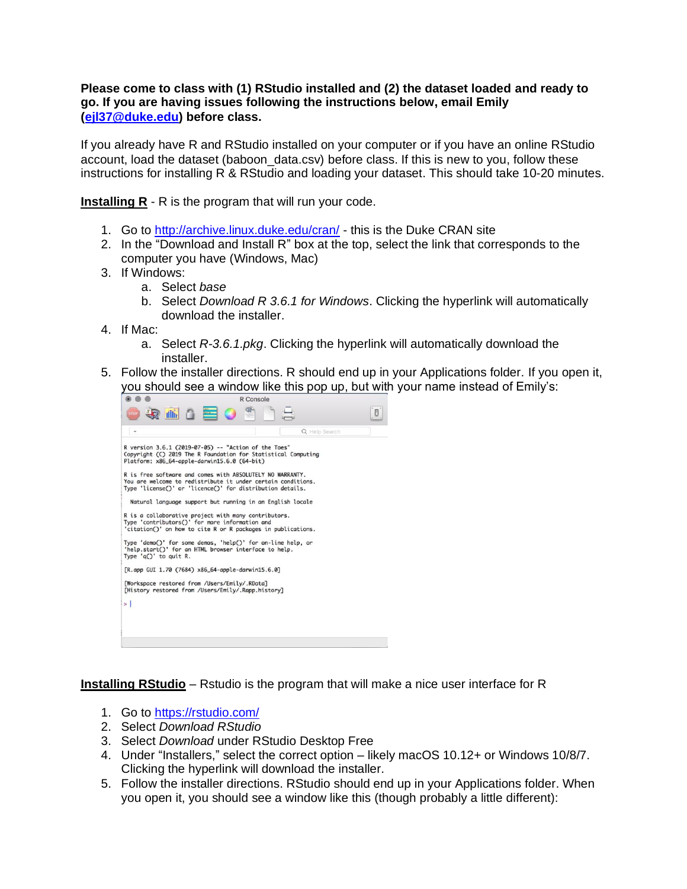**Please come to class with (1) RStudio installed and (2) the dataset loaded and ready to go. If you are having issues following the instructions below, email Emily ([ejl37@duke.edu](mailto:ejl37@duke.edu)) before class.**

If you already have R and RStudio installed on your computer or if you have an online RStudio account, load the dataset (baboon_data.csv) before class. If this is new to you, follow these instructions for installing R & RStudio and loading your dataset. This should take 10-20 minutes.

**Installing R** - R is the program that will run your code.

1. Go to [http://archive.linux.duke.edu/cran/](http://archive.linux.duke.edu/cran/) - this is the Duke CRAN site
2. In the "Download and Install R" box at the top, select the link that corresponds to the computer you have (Windows, Mac)
3. If Windows:
   a. Select *base*
   b. Select *Download R 3.6.1 for Windows*. Clicking the hyperlink will automatically download the installer.
4. If Mac:
   a. Select *R-3.6.1.pkg*. Clicking the hyperlink will automatically download the installer.
5. Follow the installer directions. R should end up in your Applications folder. If you open it, you should see a window like this pop up, but with your name instead of Emily's:

**Installing RStudio** – Rstudio is the program that will make a nice user interface for R

1. Go to [https://rstudio.com/](https://rstudio.com/)
2. Select *Download RStudio*
3. Select *Download* under RStudio Desktop Free
4. Under "Installers," select the correct option – likely macOS 10.12+ or Windows 10/8/7. Clicking the hyperlink will download the installer.
5. Follow the installer directions. RStudio should end up in your Applications folder. When you open it, you should see a window like this (though probably a little different):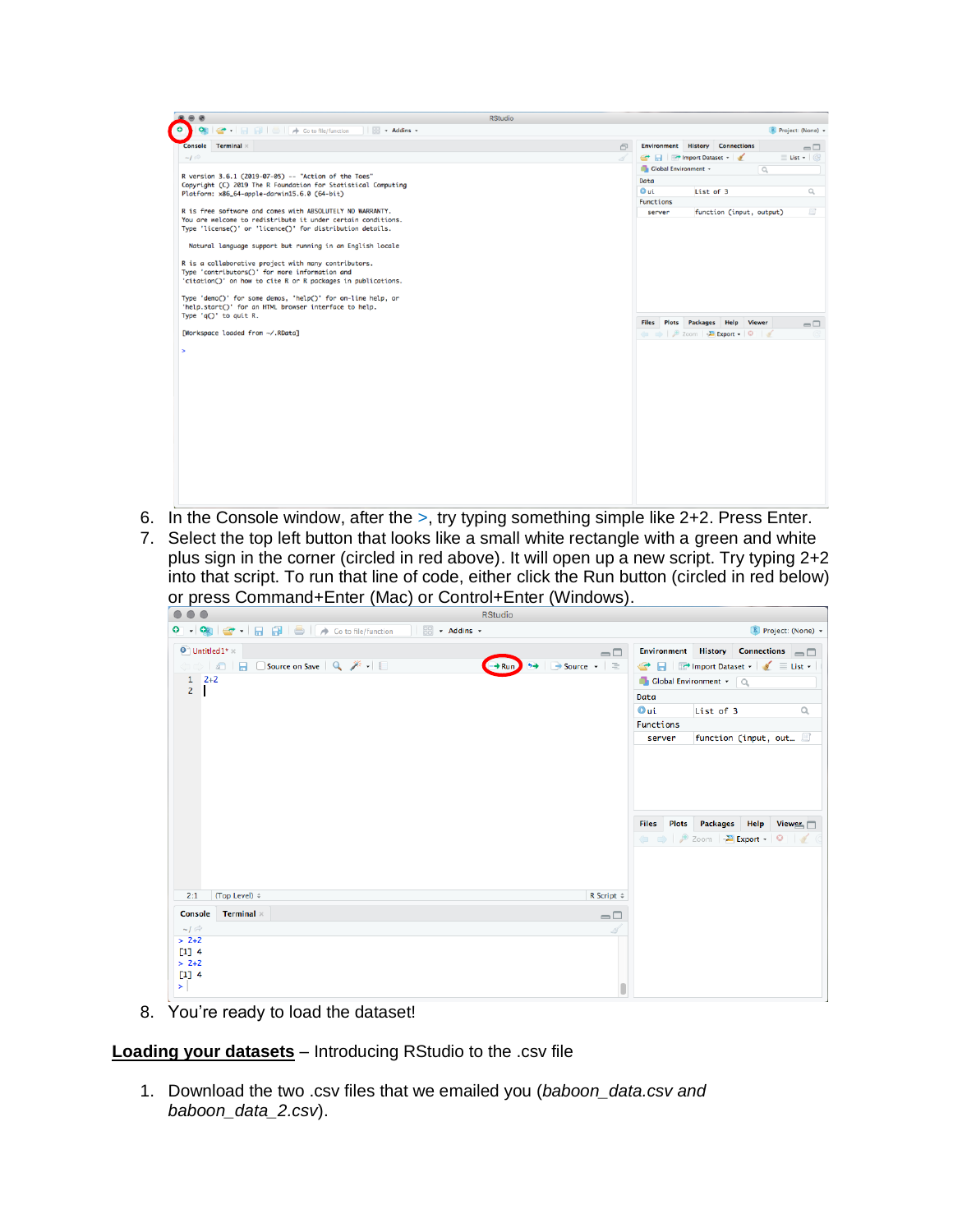6. In the Console window, after the >, try typing something simple like 2+2. Press Enter.
7. Select the top left button that looks like a small white rectangle with a green and white plus sign in the corner (circled in red above). It will open up a new script. Try typing 2+2 into that script. To run that line of code, either click the Run button (circled in red below) or press Command+Enter (Mac) or Control+Enter (Windows).
8. You're ready to load the dataset!

**Loading your datasets** – Introducing RStudio to the .csv file

1. Download the two .csv files that we emailed you (*baboon_data.csv and baboon_data_2.csv*).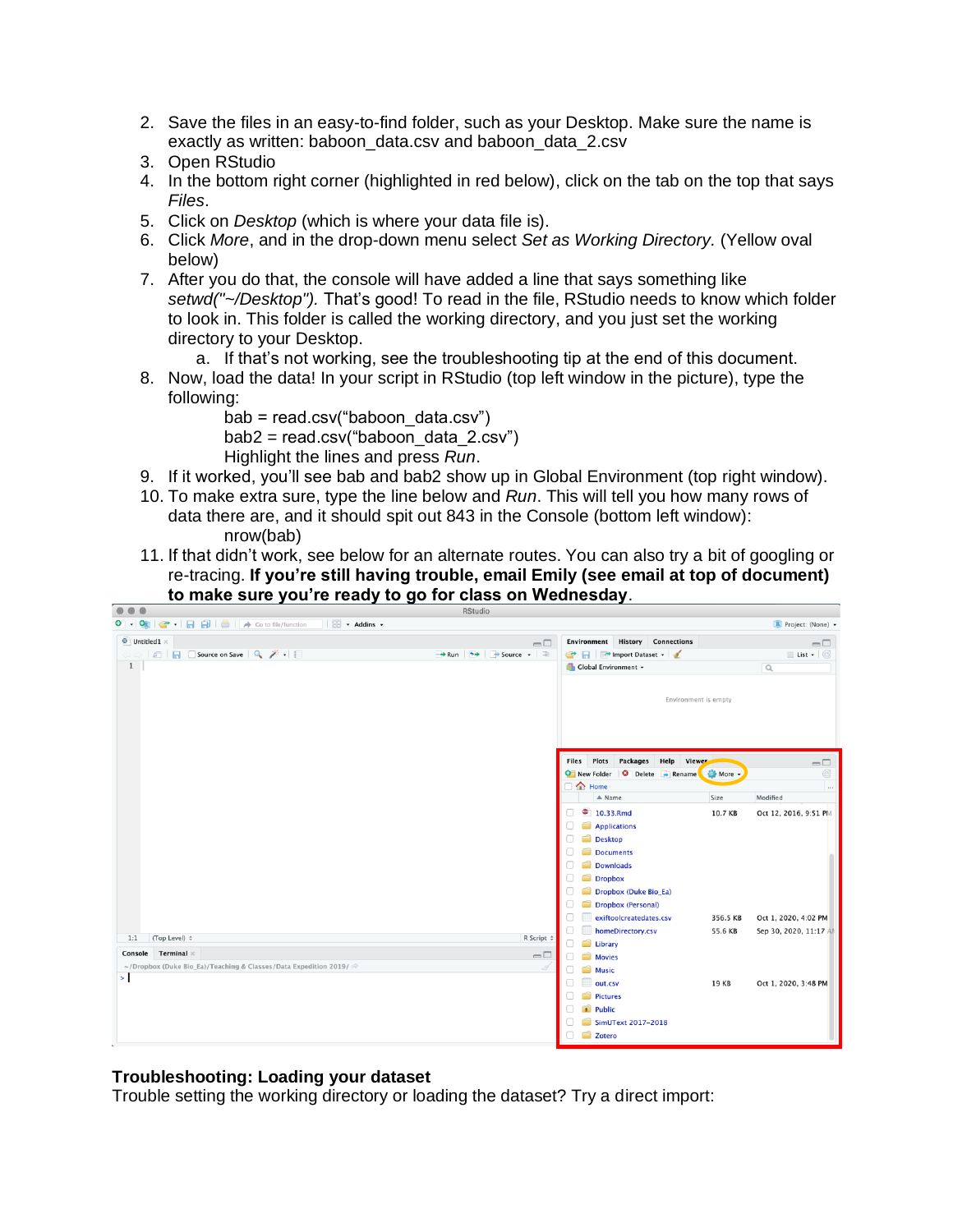2. Save the files in an easy-to-find folder, such as your Desktop. Make sure the name is exactly as written: baboon_data.csv and baboon_data_2.csv
3. Open RStudio
4. In the bottom right corner (highlighted in red below), click on the tab on the top that says *Files*.
5. Click on *Desktop* (which is where your data file is).
6. Click *More*, and in the drop-down menu select *Set as Working Directory.* (Yellow oval below)
7. After you do that, the console will have added a line that says something like *setwd("~/Desktop").* That's good! To read in the file, RStudio needs to know which folder to look in. This folder is called the working directory, and you just set the working directory to your Desktop.
    a. If that's not working, see the troubleshooting tip at the end of this document.
8. Now, load the data! In your script in RStudio (top left window in the picture), type the following:

    ```
    bab = read.csv("baboon_data.csv")
    bab2 = read.csv("baboon_data_2.csv")
    ```

    Highlight the lines and press *Run*.
9. If it worked, you'll see bab and bab2 show up in Global Environment (top right window).
10. To make extra sure, type the line below and *Run*. This will tell you how many rows of data there are, and it should spit out 843 in the Console (bottom left window):

    ```
    nrow(bab)
    ```

11. If that didn't work, see below for an alternate routes. You can also try a bit of googling or re-tracing. **If you're still having trouble, email Emily (see email at top of document) to make sure you're ready to go for class on Wednesday**.

## Troubleshooting: Loading your dataset

Trouble setting the working directory or loading the dataset? Try a direct import: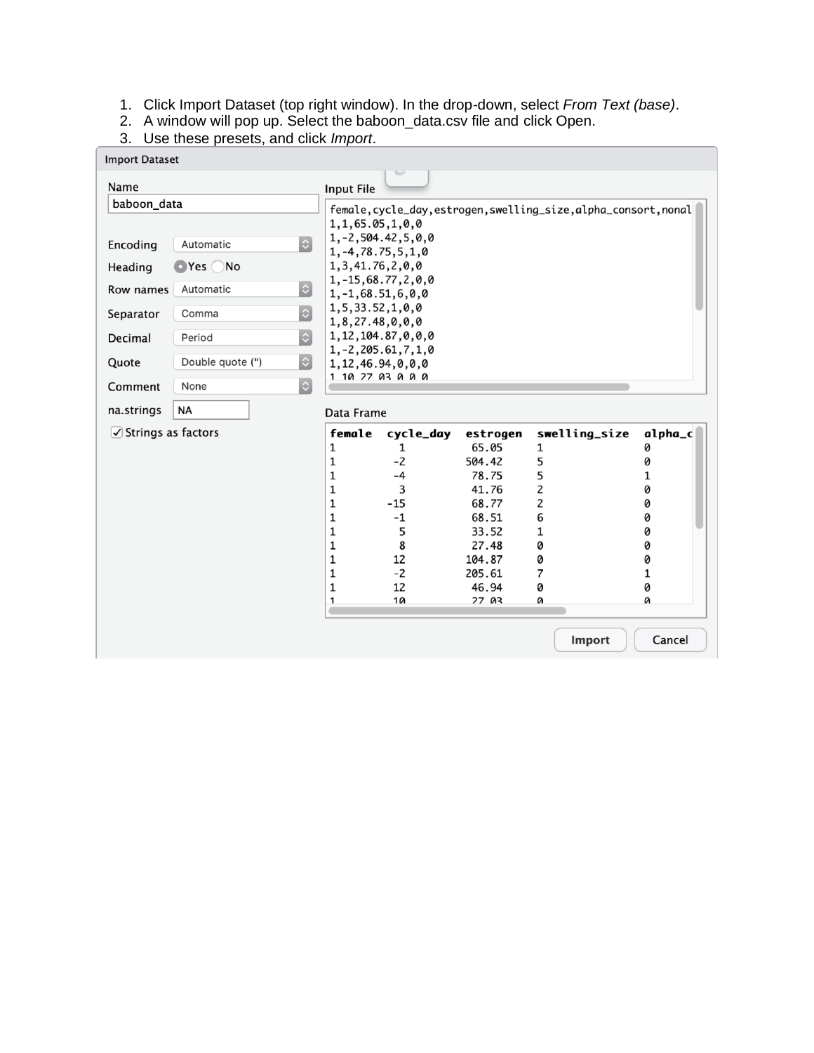1. Click Import Dataset (top right window). In the drop-down, select *From Text (base)*.
2. A window will pop up. Select the baboon_data.csv file and click Open.
3. Use these presets, and click *Import*.

Import Dataset

Name: baboon_data

Encoding: Automatic

Heading: Yes / No

Row names: Automatic

Separator: Comma

Decimal: Period

Quote: Double quote (")

Comment: None

na.strings: NA

Strings as factors

Input File

```
female,cycle_day,estrogen,swelling_size,alpha_consort,nonal
1,1,65.05,1,0,0
1,-2,504.42,5,0,0
1,-4,78.75,5,1,0
1,3,41.76,2,0,0
1,-15,68.77,2,0,0
1,-1,68.51,6,0,0
1,5,33.52,1,0,0
1,8,27.48,0,0,0
1,12,104.87,0,0,0
1,-2,205.61,7,1,0
1,12,46.94,0,0,0
1,10,27.03,0,0,0
```

Data Frame

| female | cycle_day | estrogen | swelling_size | alpha_c |
|---|---|---|---|---|
| 1 | 1 | 65.05 | 1 | 0 |
| 1 | -2 | 504.42 | 5 | 0 |
| 1 | -4 | 78.75 | 5 | 1 |
| 1 | 3 | 41.76 | 2 | 0 |
| 1 | -15 | 68.77 | 2 | 0 |
| 1 | -1 | 68.51 | 6 | 0 |
| 1 | 5 | 33.52 | 1 | 0 |
| 1 | 8 | 27.48 | 0 | 0 |
| 1 | 12 | 104.87 | 0 | 0 |
| 1 | -2 | 205.61 | 7 | 1 |
| 1 | 12 | 46.94 | 0 | 0 |
| 1 | 10 | 27.03 | 0 | 0 |

Import Cancel